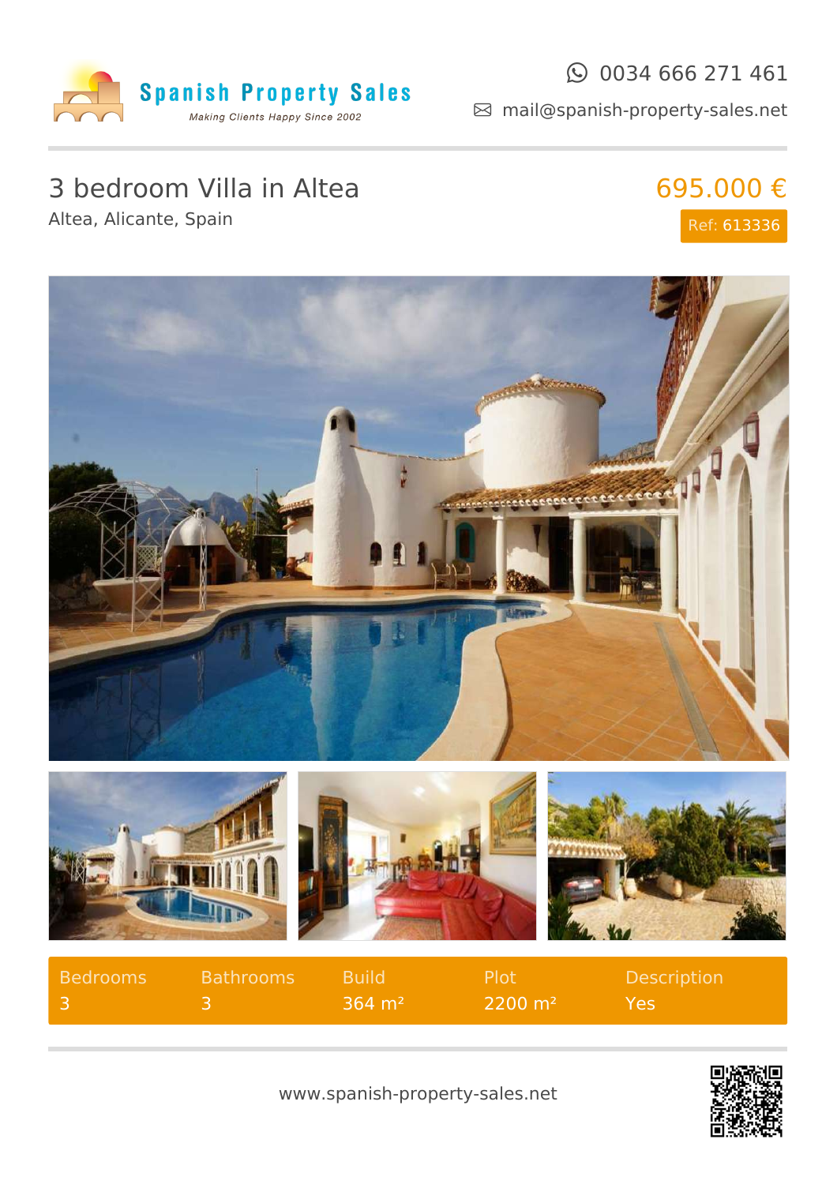**Spanish Property Sales**
*Making Clients Happy Since 2002*

0034 666 271 461
mail@spanish-property-sales.net

# 3 bedroom Villa in Altea

Altea, Alicante, Spain

**695.000 €**

Ref: 613336

| Bedrooms | Bathrooms | Build | Plot | Description |
| --- | --- | --- | --- | --- |
| 3 | 3 | 364 m² | 2200 m² | Yes |

www.spanish-property-sales.net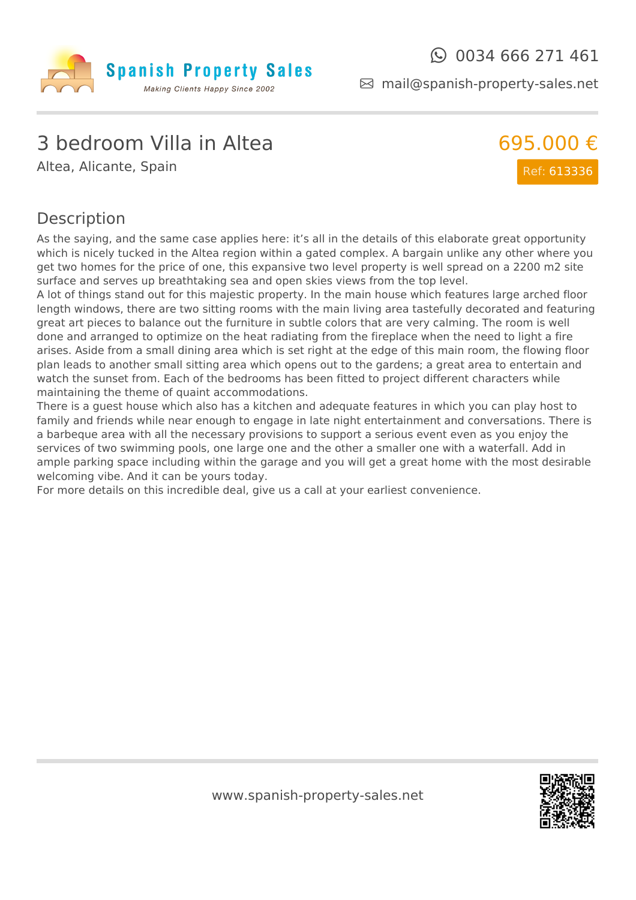Spanish Property Sales
*Making Clients Happy Since 2002*

0034 666 271 461
mail@spanish-property-sales.net

# 3 bedroom Villa in Altea

Altea, Alicante, Spain

695.000 €

Ref: 613336

## Description

As the saying, and the same case applies here: it's all in the details of this elaborate great opportunity which is nicely tucked in the Altea region within a gated complex. A bargain unlike any other where you get two homes for the price of one, this expansive two level property is well spread on a 2200 m2 site surface and serves up breathtaking sea and open skies views from the top level.
A lot of things stand out for this majestic property. In the main house which features large arched floor length windows, there are two sitting rooms with the main living area tastefully decorated and featuring great art pieces to balance out the furniture in subtle colors that are very calming. The room is well done and arranged to optimize on the heat radiating from the fireplace when the need to light a fire arises. Aside from a small dining area which is set right at the edge of this main room, the flowing floor plan leads to another small sitting area which opens out to the gardens; a great area to entertain and watch the sunset from. Each of the bedrooms has been fitted to project different characters while maintaining the theme of quaint accommodations.
There is a guest house which also has a kitchen and adequate features in which you can play host to family and friends while near enough to engage in late night entertainment and conversations. There is a barbeque area with all the necessary provisions to support a serious event even as you enjoy the services of two swimming pools, one large one and the other a smaller one with a waterfall. Add in ample parking space including within the garage and you will get a great home with the most desirable welcoming vibe. And it can be yours today.
For more details on this incredible deal, give us a call at your earliest convenience.

www.spanish-property-sales.net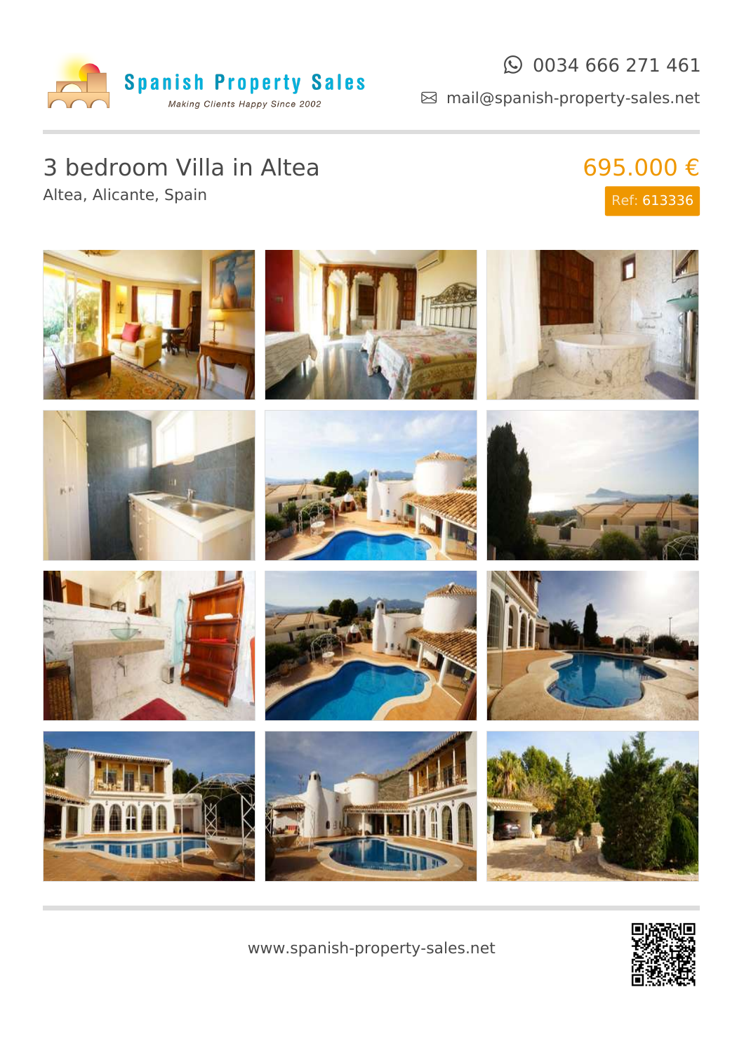Spanish Property Sales

*Making Clients Happy Since 2002*

0034 666 271 461

mail@spanish-property-sales.net

# 3 bedroom Villa in Altea

Altea, Alicante, Spain

695.000 €

Ref: 613336

www.spanish-property-sales.net